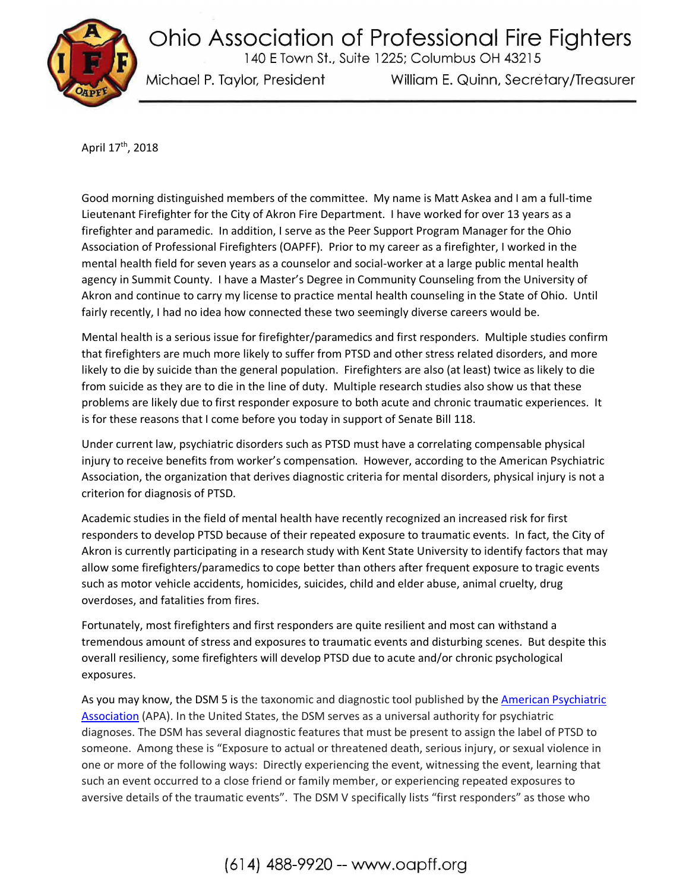# Ohio Association of Professional Fire Fighters

140 E Town St., Suite 1225; Columbus OH 43215

Michael P. Taylor, President William E. Quinn, Secretary/Treasurer

April 17th, 2018

Good morning distinguished members of the committee. My name is Matt Askea and I am a full-time Lieutenant Firefighter for the City of Akron Fire Department. I have worked for over 13 years as a firefighter and paramedic. In addition, I serve as the Peer Support Program Manager for the Ohio Association of Professional Firefighters (OAPFF). Prior to my career as a firefighter, I worked in the mental health field for seven years as a counselor and social-worker at a large public mental health agency in Summit County. I have a Master's Degree in Community Counseling from the University of Akron and continue to carry my license to practice mental health counseling in the State of Ohio. Until fairly recently, I had no idea how connected these two seemingly diverse careers would be.

Mental health is a serious issue for firefighter/paramedics and first responders. Multiple studies confirm that firefighters are much more likely to suffer from PTSD and other stress related disorders, and more likely to die by suicide than the general population. Firefighters are also (at least) twice as likely to die from suicide as they are to die in the line of duty. Multiple research studies also show us that these problems are likely due to first responder exposure to both acute and chronic traumatic experiences. It is for these reasons that I come before you today in support of Senate Bill 118.

Under current law, psychiatric disorders such as PTSD must have a correlating compensable physical injury to receive benefits from worker's compensation. However, according to the American Psychiatric Association, the organization that derives diagnostic criteria for mental disorders, physical injury is not a criterion for diagnosis of PTSD.

Academic studies in the field of mental health have recently recognized an increased risk for first responders to develop PTSD because of their repeated exposure to traumatic events. In fact, the City of Akron is currently participating in a research study with Kent State University to identify factors that may allow some firefighters/paramedics to cope better than others after frequent exposure to tragic events such as motor vehicle accidents, homicides, suicides, child and elder abuse, animal cruelty, drug overdoses, and fatalities from fires.

Fortunately, most firefighters and first responders are quite resilient and most can withstand a tremendous amount of stress and exposures to traumatic events and disturbing scenes. But despite this overall resiliency, some firefighters will develop PTSD due to acute and/or chronic psychological exposures.

As you may know, the DSM 5 is the taxonomic and diagnostic tool published by the American Psychiatric Association (APA). In the United States, the DSM serves as a universal authority for psychiatric diagnoses. The DSM has several diagnostic features that must be present to assign the label of PTSD to someone. Among these is "Exposure to actual or threatened death, serious injury, or sexual violence in one or more of the following ways: Directly experiencing the event, witnessing the event, learning that such an event occurred to a close friend or family member, or experiencing repeated exposures to aversive details of the traumatic events". The DSM V specifically lists "first responders" as those who

(614) 488-9920 -- www.oapff.org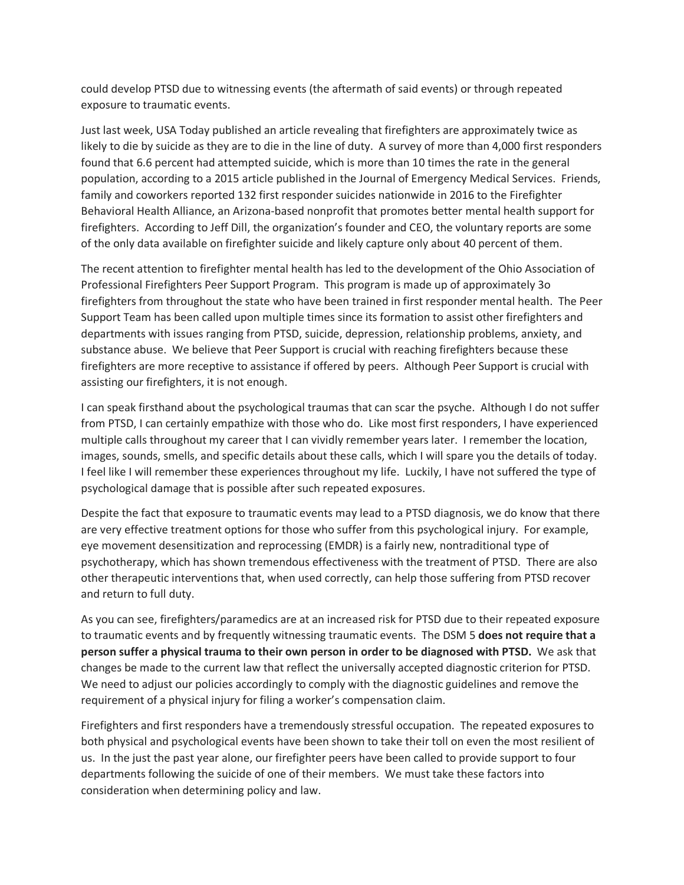could develop PTSD due to witnessing events (the aftermath of said events) or through repeated exposure to traumatic events.

Just last week, USA Today published an article revealing that firefighters are approximately twice as likely to die by suicide as they are to die in the line of duty. A survey of more than 4,000 first responders found that 6.6 percent had attempted suicide, which is more than 10 times the rate in the general population, according to a 2015 article published in the Journal of Emergency Medical Services. Friends, family and coworkers reported 132 first responder suicides nationwide in 2016 to the Firefighter Behavioral Health Alliance, an Arizona-based nonprofit that promotes better mental health support for firefighters. According to Jeff Dill, the organization's founder and CEO, the voluntary reports are some of the only data available on firefighter suicide and likely capture only about 40 percent of them.

The recent attention to firefighter mental health has led to the development of the Ohio Association of Professional Firefighters Peer Support Program. This program is made up of approximately 3o firefighters from throughout the state who have been trained in first responder mental health. The Peer Support Team has been called upon multiple times since its formation to assist other firefighters and departments with issues ranging from PTSD, suicide, depression, relationship problems, anxiety, and substance abuse. We believe that Peer Support is crucial with reaching firefighters because these firefighters are more receptive to assistance if offered by peers. Although Peer Support is crucial with assisting our firefighters, it is not enough.

I can speak firsthand about the psychological traumas that can scar the psyche. Although I do not suffer from PTSD, I can certainly empathize with those who do. Like most first responders, I have experienced multiple calls throughout my career that I can vividly remember years later. I remember the location, images, sounds, smells, and specific details about these calls, which I will spare you the details of today. I feel like I will remember these experiences throughout my life. Luckily, I have not suffered the type of psychological damage that is possible after such repeated exposures.

Despite the fact that exposure to traumatic events may lead to a PTSD diagnosis, we do know that there are very effective treatment options for those who suffer from this psychological injury. For example, eye movement desensitization and reprocessing (EMDR) is a fairly new, nontraditional type of psychotherapy, which has shown tremendous effectiveness with the treatment of PTSD. There are also other therapeutic interventions that, when used correctly, can help those suffering from PTSD recover and return to full duty.

As you can see, firefighters/paramedics are at an increased risk for PTSD due to their repeated exposure to traumatic events and by frequently witnessing traumatic events. The DSM 5 **does not require that a person suffer a physical trauma to their own person in order to be diagnosed with PTSD.** We ask that changes be made to the current law that reflect the universally accepted diagnostic criterion for PTSD. We need to adjust our policies accordingly to comply with the diagnostic guidelines and remove the requirement of a physical injury for filing a worker's compensation claim.

Firefighters and first responders have a tremendously stressful occupation. The repeated exposures to both physical and psychological events have been shown to take their toll on even the most resilient of us. In the just the past year alone, our firefighter peers have been called to provide support to four departments following the suicide of one of their members. We must take these factors into consideration when determining policy and law.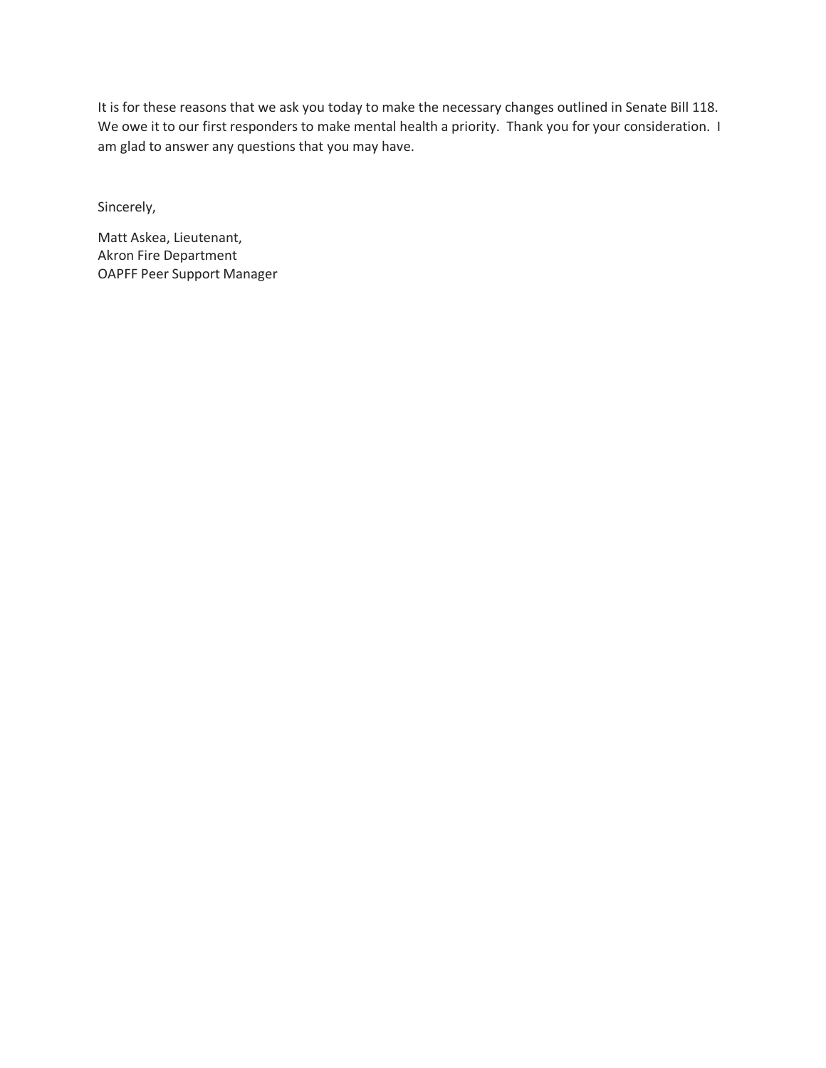It is for these reasons that we ask you today to make the necessary changes outlined in Senate Bill 118. We owe it to our first responders to make mental health a priority. Thank you for your consideration. I am glad to answer any questions that you may have.

Sincerely,

Matt Askea, Lieutenant,
Akron Fire Department
OAPFF Peer Support Manager